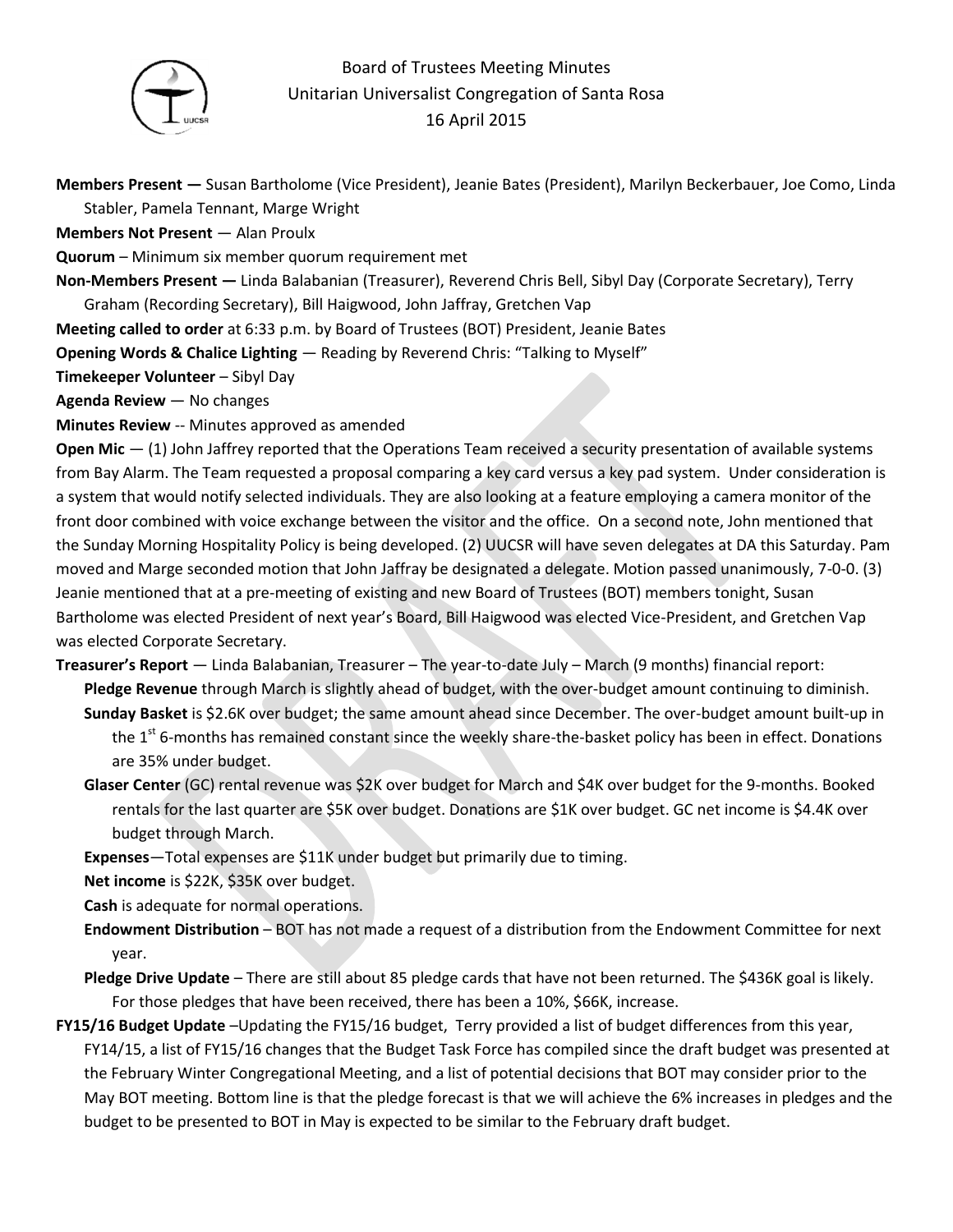# Board of Trustees Meeting Minutes
## Unitarian Universalist Congregation of Santa Rosa
## 16 April 2015

**Members Present —** Susan Bartholome (Vice President), Jeanie Bates (President), Marilyn Beckerbauer, Joe Como, Linda Stabler, Pamela Tennant, Marge Wright

**Members Not Present** — Alan Proulx

**Quorum** – Minimum six member quorum requirement met

**Non-Members Present —** Linda Balabanian (Treasurer), Reverend Chris Bell, Sibyl Day (Corporate Secretary), Terry Graham (Recording Secretary), Bill Haigwood, John Jaffray, Gretchen Vap

**Meeting called to order** at 6:33 p.m. by Board of Trustees (BOT) President, Jeanie Bates

**Opening Words & Chalice Lighting** — Reading by Reverend Chris: "Talking to Myself"

**Timekeeper Volunteer** – Sibyl Day

**Agenda Review** — No changes

**Minutes Review** -- Minutes approved as amended

**Open Mic** — (1) John Jaffrey reported that the Operations Team received a security presentation of available systems from Bay Alarm. The Team requested a proposal comparing a key card versus a key pad system. Under consideration is a system that would notify selected individuals. They are also looking at a feature employing a camera monitor of the front door combined with voice exchange between the visitor and the office. On a second note, John mentioned that the Sunday Morning Hospitality Policy is being developed. (2) UUCSR will have seven delegates at DA this Saturday. Pam moved and Marge seconded motion that John Jaffray be designated a delegate. Motion passed unanimously, 7-0-0. (3) Jeanie mentioned that at a pre-meeting of existing and new Board of Trustees (BOT) members tonight, Susan Bartholome was elected President of next year's Board, Bill Haigwood was elected Vice-President, and Gretchen Vap was elected Corporate Secretary.

**Treasurer's Report** — Linda Balabanian, Treasurer – The year-to-date July – March (9 months) financial report:

- **Pledge Revenue** through March is slightly ahead of budget, with the over-budget amount continuing to diminish.
  - **Sunday Basket** is $2.6K over budget; the same amount ahead since December. The over-budget amount built-up in the 1st 6-months has remained constant since the weekly share-the-basket policy has been in effect. Donations are 35% under budget.
  - **Glaser Center** (GC) rental revenue was $2K over budget for March and $4K over budget for the 9-months. Booked rentals for the last quarter are $5K over budget. Donations are $1K over budget. GC net income is $4.4K over budget through March.
  - **Expenses**—Total expenses are $11K under budget but primarily due to timing.
  - **Net income** is $22K, $35K over budget.
  - **Cash** is adequate for normal operations.
  - **Endowment Distribution** – BOT has not made a request of a distribution from the Endowment Committee for next year.
  - **Pledge Drive Update** – There are still about 85 pledge cards that have not been returned. The $436K goal is likely. For those pledges that have been received, there has been a 10%, $66K, increase.

**FY15/16 Budget Update** –Updating the FY15/16 budget, Terry provided a list of budget differences from this year, FY14/15, a list of FY15/16 changes that the Budget Task Force has compiled since the draft budget was presented at the February Winter Congregational Meeting, and a list of potential decisions that BOT may consider prior to the May BOT meeting. Bottom line is that the pledge forecast is that we will achieve the 6% increases in pledges and the budget to be presented to BOT in May is expected to be similar to the February draft budget.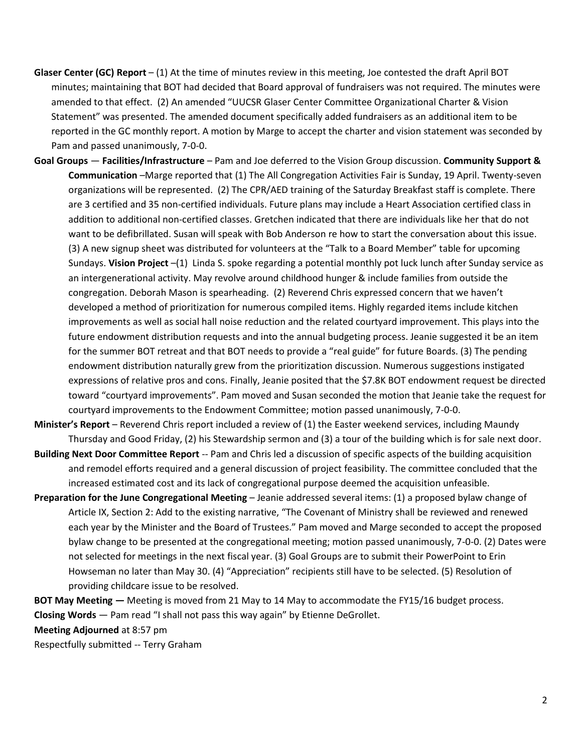**Glaser Center (GC) Report** – (1) At the time of minutes review in this meeting, Joe contested the draft April BOT minutes; maintaining that BOT had decided that Board approval of fundraisers was not required. The minutes were amended to that effect. (2) An amended "UUCSR Glaser Center Committee Organizational Charter & Vision Statement" was presented. The amended document specifically added fundraisers as an additional item to be reported in the GC monthly report. A motion by Marge to accept the charter and vision statement was seconded by Pam and passed unanimously, 7-0-0.

**Goal Groups** — **Facilities/Infrastructure** – Pam and Joe deferred to the Vision Group discussion. **Community Support & Communication** –Marge reported that (1) The All Congregation Activities Fair is Sunday, 19 April. Twenty-seven organizations will be represented. (2) The CPR/AED training of the Saturday Breakfast staff is complete. There are 3 certified and 35 non-certified individuals. Future plans may include a Heart Association certified class in addition to additional non-certified classes. Gretchen indicated that there are individuals like her that do not want to be defibrillated. Susan will speak with Bob Anderson re how to start the conversation about this issue. (3) A new signup sheet was distributed for volunteers at the "Talk to a Board Member" table for upcoming Sundays. **Vision Project** –(1) Linda S. spoke regarding a potential monthly pot luck lunch after Sunday service as an intergenerational activity. May revolve around childhood hunger & include families from outside the congregation. Deborah Mason is spearheading. (2) Reverend Chris expressed concern that we haven't developed a method of prioritization for numerous compiled items. Highly regarded items include kitchen improvements as well as social hall noise reduction and the related courtyard improvement. This plays into the future endowment distribution requests and into the annual budgeting process. Jeanie suggested it be an item for the summer BOT retreat and that BOT needs to provide a "real guide" for future Boards. (3) The pending endowment distribution naturally grew from the prioritization discussion. Numerous suggestions instigated expressions of relative pros and cons. Finally, Jeanie posited that the $7.8K BOT endowment request be directed toward "courtyard improvements". Pam moved and Susan seconded the motion that Jeanie take the request for courtyard improvements to the Endowment Committee; motion passed unanimously, 7-0-0.

**Minister's Report** – Reverend Chris report included a review of (1) the Easter weekend services, including Maundy Thursday and Good Friday, (2) his Stewardship sermon and (3) a tour of the building which is for sale next door.

**Building Next Door Committee Report** -- Pam and Chris led a discussion of specific aspects of the building acquisition and remodel efforts required and a general discussion of project feasibility. The committee concluded that the increased estimated cost and its lack of congregational purpose deemed the acquisition unfeasible.

**Preparation for the June Congregational Meeting** – Jeanie addressed several items: (1) a proposed bylaw change of Article IX, Section 2: Add to the existing narrative, "The Covenant of Ministry shall be reviewed and renewed each year by the Minister and the Board of Trustees." Pam moved and Marge seconded to accept the proposed bylaw change to be presented at the congregational meeting; motion passed unanimously, 7-0-0. (2) Dates were not selected for meetings in the next fiscal year. (3) Goal Groups are to submit their PowerPoint to Erin Howseman no later than May 30. (4) "Appreciation" recipients still have to be selected. (5) Resolution of providing childcare issue to be resolved.

**BOT May Meeting —** Meeting is moved from 21 May to 14 May to accommodate the FY15/16 budget process.

**Closing Words** — Pam read "I shall not pass this way again" by Etienne DeGrollet.

**Meeting Adjourned** at 8:57 pm

Respectfully submitted -- Terry Graham